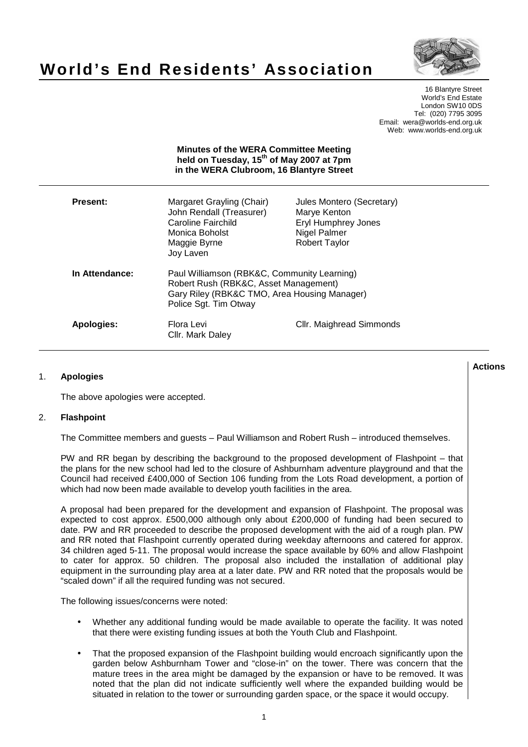# World's End Residents' Association

16 Blantyre Street
World's End Estate
London SW10 0DS
Tel: (020) 7795 3095
Email: wera@worlds-end.org.uk
Web: www.worlds-end.org.uk

**Minutes of the WERA Committee Meeting held on Tuesday, 15th of May 2007 at 7pm in the WERA Clubroom, 16 Blantyre Street**

| | | |
|---|---|---|
| **Present:** | Margaret Grayling (Chair) | Jules Montero (Secretary) |
| | John Rendall (Treasurer) | Marye Kenton |
| | Caroline Fairchild | Eryl Humphrey Jones |
| | Monica Boholst | Nigel Palmer |
| | Maggie Byrne | Robert Taylor |
| | Joy Laven | |
| **In Attendance:** | Paul Williamson (RBK&C, Community Learning) | |
| | Robert Rush (RBK&C, Asset Management) | |
| | Gary Riley (RBK&C TMO, Area Housing Manager) | |
| | Police Sgt. Tim Otway | |
| **Apologies:** | Flora Levi | Cllr. Maighread Simmonds |
| | Cllr. Mark Daley | |

**Actions**

1. **Apologies**

   The above apologies were accepted.

2. **Flashpoint**

   The Committee members and guests – Paul Williamson and Robert Rush – introduced themselves.

   PW and RR began by describing the background to the proposed development of Flashpoint – that the plans for the new school had led to the closure of Ashburnham adventure playground and that the Council had received £400,000 of Section 106 funding from the Lots Road development, a portion of which had now been made available to develop youth facilities in the area.

   A proposal had been prepared for the development and expansion of Flashpoint. The proposal was expected to cost approx. £500,000 although only about £200,000 of funding had been secured to date. PW and RR proceeded to describe the proposed development with the aid of a rough plan. PW and RR noted that Flashpoint currently operated during weekday afternoons and catered for approx. 34 children aged 5-11. The proposal would increase the space available by 60% and allow Flashpoint to cater for approx. 50 children. The proposal also included the installation of additional play equipment in the surrounding play area at a later date. PW and RR noted that the proposals would be "scaled down" if all the required funding was not secured.

   The following issues/concerns were noted:

   - Whether any additional funding would be made available to operate the facility. It was noted that there were existing funding issues at both the Youth Club and Flashpoint.
   - That the proposed expansion of the Flashpoint building would encroach significantly upon the garden below Ashburnham Tower and "close-in" on the tower. There was concern that the mature trees in the area might be damaged by the expansion or have to be removed. It was noted that the plan did not indicate sufficiently well where the expanded building would be situated in relation to the tower or surrounding garden space, or the space it would occupy.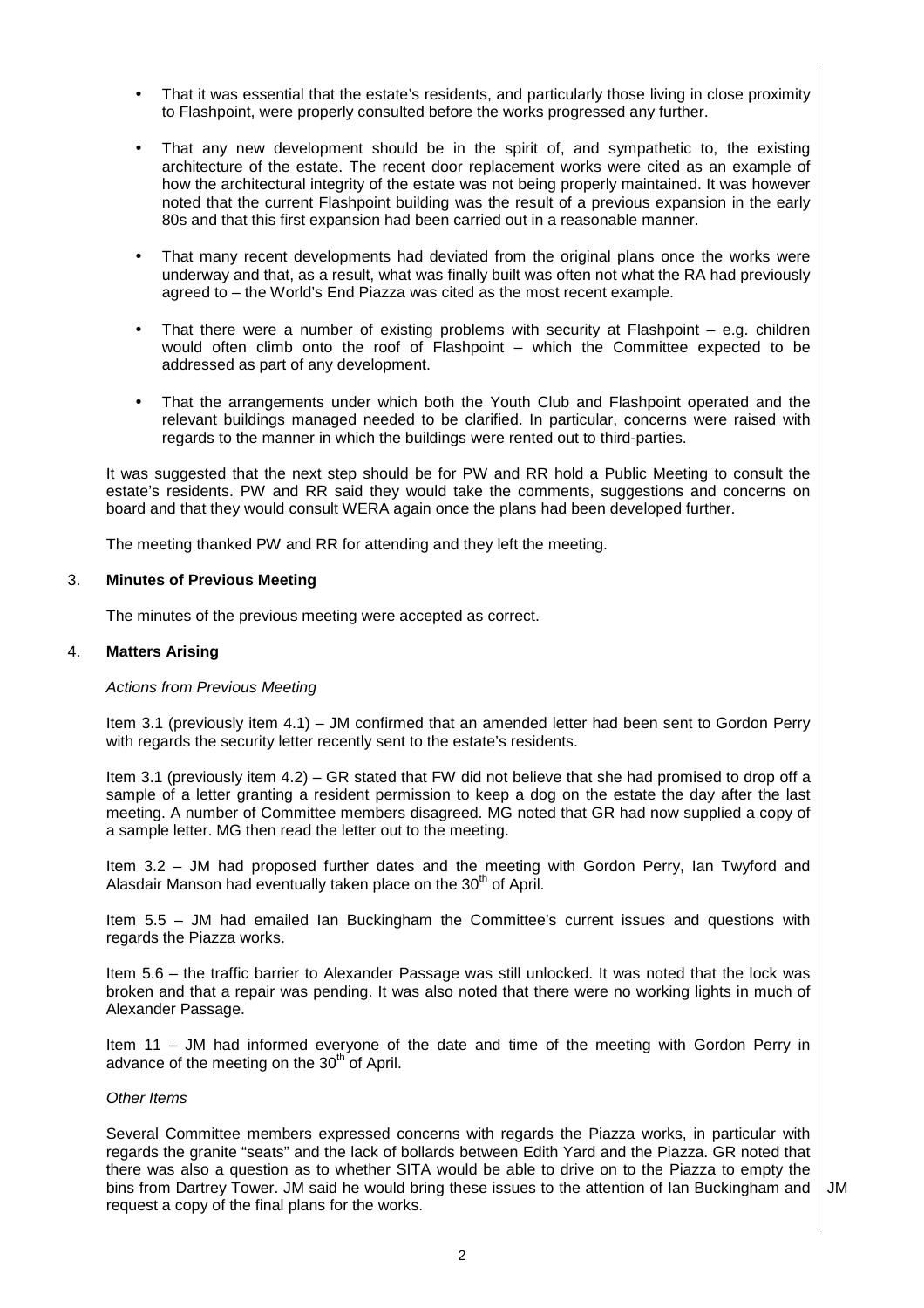- That it was essential that the estate's residents, and particularly those living in close proximity to Flashpoint, were properly consulted before the works progressed any further.

- That any new development should be in the spirit of, and sympathetic to, the existing architecture of the estate. The recent door replacement works were cited as an example of how the architectural integrity of the estate was not being properly maintained. It was however noted that the current Flashpoint building was the result of a previous expansion in the early 80s and that this first expansion had been carried out in a reasonable manner.

- That many recent developments had deviated from the original plans once the works were underway and that, as a result, what was finally built was often not what the RA had previously agreed to – the World's End Piazza was cited as the most recent example.

- That there were a number of existing problems with security at Flashpoint – e.g. children would often climb onto the roof of Flashpoint – which the Committee expected to be addressed as part of any development.

- That the arrangements under which both the Youth Club and Flashpoint operated and the relevant buildings managed needed to be clarified. In particular, concerns were raised with regards to the manner in which the buildings were rented out to third-parties.

It was suggested that the next step should be for PW and RR hold a Public Meeting to consult the estate's residents. PW and RR said they would take the comments, suggestions and concerns on board and that they would consult WERA again once the plans had been developed further.

The meeting thanked PW and RR for attending and they left the meeting.

## 3. Minutes of Previous Meeting

The minutes of the previous meeting were accepted as correct.

## 4. Matters Arising

*Actions from Previous Meeting*

Item 3.1 (previously item 4.1) – JM confirmed that an amended letter had been sent to Gordon Perry with regards the security letter recently sent to the estate's residents.

Item 3.1 (previously item 4.2) – GR stated that FW did not believe that she had promised to drop off a sample of a letter granting a resident permission to keep a dog on the estate the day after the last meeting. A number of Committee members disagreed. MG noted that GR had now supplied a copy of a sample letter. MG then read the letter out to the meeting.

Item 3.2 – JM had proposed further dates and the meeting with Gordon Perry, Ian Twyford and Alasdair Manson had eventually taken place on the 30th of April.

Item 5.5 – JM had emailed Ian Buckingham the Committee's current issues and questions with regards the Piazza works.

Item 5.6 – the traffic barrier to Alexander Passage was still unlocked. It was noted that the lock was broken and that a repair was pending. It was also noted that there were no working lights in much of Alexander Passage.

Item 11 – JM had informed everyone of the date and time of the meeting with Gordon Perry in advance of the meeting on the 30th of April.

*Other Items*

Several Committee members expressed concerns with regards the Piazza works, in particular with regards the granite "seats" and the lack of bollards between Edith Yard and the Piazza. GR noted that there was also a question as to whether SITA would be able to drive on to the Piazza to empty the bins from Dartrey Tower. JM said he would bring these issues to the attention of Ian Buckingham and request a copy of the final plans for the works. — **JM**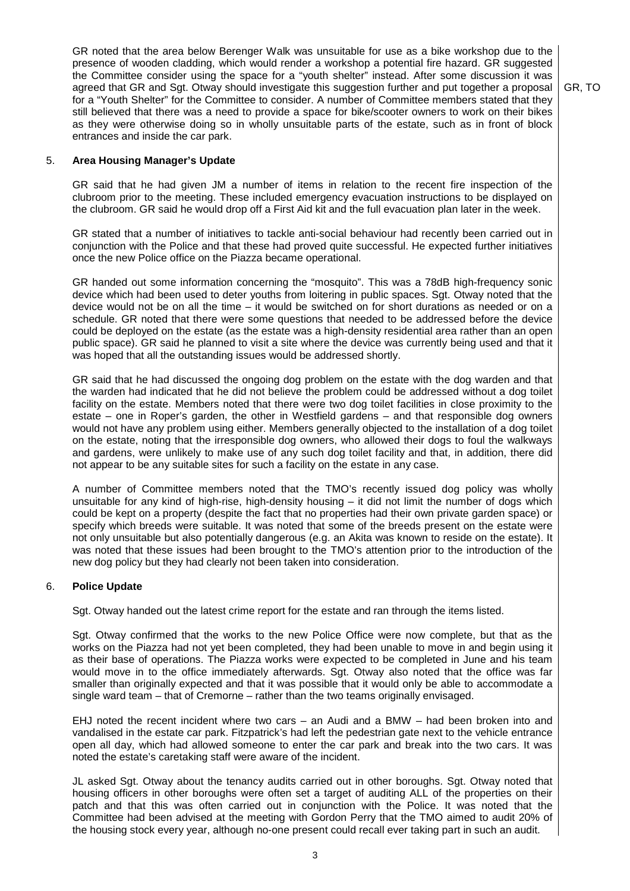GR noted that the area below Berenger Walk was unsuitable for use as a bike workshop due to the presence of wooden cladding, which would render a workshop a potential fire hazard. GR suggested the Committee consider using the space for a "youth shelter" instead. After some discussion it was agreed that GR and Sgt. Otway should investigate this suggestion further and put together a proposal for a "Youth Shelter" for the Committee to consider. A number of Committee members stated that they still believed that there was a need to provide a space for bike/scooter owners to work on their bikes as they were otherwise doing so in wholly unsuitable parts of the estate, such as in front of block entrances and inside the car park. **GR, TO**

5. **Area Housing Manager's Update**

GR said that he had given JM a number of items in relation to the recent fire inspection of the clubroom prior to the meeting. These included emergency evacuation instructions to be displayed on the clubroom. GR said he would drop off a First Aid kit and the full evacuation plan later in the week.

GR stated that a number of initiatives to tackle anti-social behaviour had recently been carried out in conjunction with the Police and that these had proved quite successful. He expected further initiatives once the new Police office on the Piazza became operational.

GR handed out some information concerning the "mosquito". This was a 78dB high-frequency sonic device which had been used to deter youths from loitering in public spaces. Sgt. Otway noted that the device would not be on all the time – it would be switched on for short durations as needed or on a schedule. GR noted that there were some questions that needed to be addressed before the device could be deployed on the estate (as the estate was a high-density residential area rather than an open public space). GR said he planned to visit a site where the device was currently being used and that it was hoped that all the outstanding issues would be addressed shortly.

GR said that he had discussed the ongoing dog problem on the estate with the dog warden and that the warden had indicated that he did not believe the problem could be addressed without a dog toilet facility on the estate. Members noted that there were two dog toilet facilities in close proximity to the estate – one in Roper's garden, the other in Westfield gardens – and that responsible dog owners would not have any problem using either. Members generally objected to the installation of a dog toilet on the estate, noting that the irresponsible dog owners, who allowed their dogs to foul the walkways and gardens, were unlikely to make use of any such dog toilet facility and that, in addition, there did not appear to be any suitable sites for such a facility on the estate in any case.

A number of Committee members noted that the TMO's recently issued dog policy was wholly unsuitable for any kind of high-rise, high-density housing – it did not limit the number of dogs which could be kept on a property (despite the fact that no properties had their own private garden space) or specify which breeds were suitable. It was noted that some of the breeds present on the estate were not only unsuitable but also potentially dangerous (e.g. an Akita was known to reside on the estate). It was noted that these issues had been brought to the TMO's attention prior to the introduction of the new dog policy but they had clearly not been taken into consideration.

6. **Police Update**

Sgt. Otway handed out the latest crime report for the estate and ran through the items listed.

Sgt. Otway confirmed that the works to the new Police Office were now complete, but that as the works on the Piazza had not yet been completed, they had been unable to move in and begin using it as their base of operations. The Piazza works were expected to be completed in June and his team would move in to the office immediately afterwards. Sgt. Otway also noted that the office was far smaller than originally expected and that it was possible that it would only be able to accommodate a single ward team – that of Cremorne – rather than the two teams originally envisaged.

EHJ noted the recent incident where two cars – an Audi and a BMW – had been broken into and vandalised in the estate car park. Fitzpatrick's had left the pedestrian gate next to the vehicle entrance open all day, which had allowed someone to enter the car park and break into the two cars. It was noted the estate's caretaking staff were aware of the incident.

JL asked Sgt. Otway about the tenancy audits carried out in other boroughs. Sgt. Otway noted that housing officers in other boroughs were often set a target of auditing ALL of the properties on their patch and that this was often carried out in conjunction with the Police. It was noted that the Committee had been advised at the meeting with Gordon Perry that the TMO aimed to audit 20% of the housing stock every year, although no-one present could recall ever taking part in such an audit.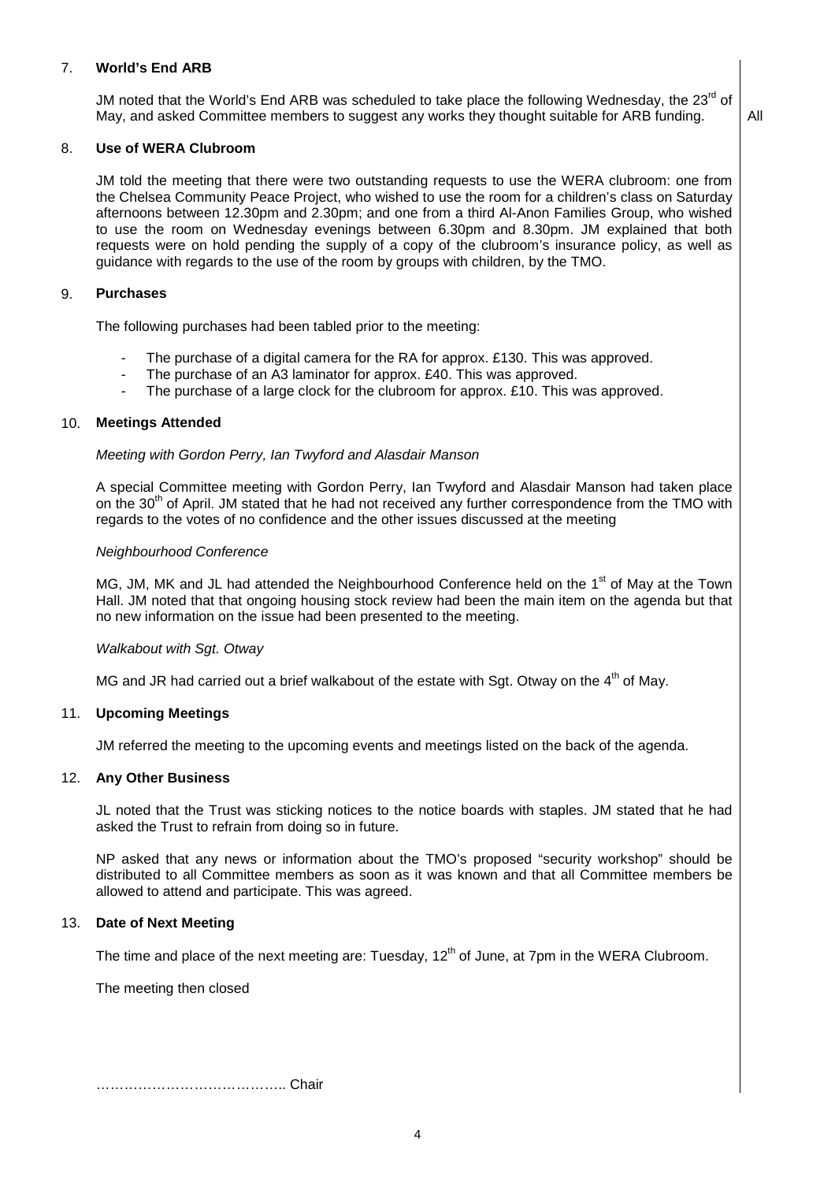## 7. **World's End ARB**

JM noted that the World's End ARB was scheduled to take place the following Wednesday, the 23rd of May, and asked Committee members to suggest any works they thought suitable for ARB funding. — All

## 8. **Use of WERA Clubroom**

JM told the meeting that there were two outstanding requests to use the WERA clubroom: one from the Chelsea Community Peace Project, who wished to use the room for a children's class on Saturday afternoons between 12.30pm and 2.30pm; and one from a third Al-Anon Families Group, who wished to use the room on Wednesday evenings between 6.30pm and 8.30pm. JM explained that both requests were on hold pending the supply of a copy of the clubroom's insurance policy, as well as guidance with regards to the use of the room by groups with children, by the TMO.

## 9. **Purchases**

The following purchases had been tabled prior to the meeting:

- The purchase of a digital camera for the RA for approx. £130. This was approved.
- The purchase of an A3 laminator for approx. £40. This was approved.
- The purchase of a large clock for the clubroom for approx. £10. This was approved.

## 10. **Meetings Attended**

*Meeting with Gordon Perry, Ian Twyford and Alasdair Manson*

A special Committee meeting with Gordon Perry, Ian Twyford and Alasdair Manson had taken place on the 30th of April. JM stated that he had not received any further correspondence from the TMO with regards to the votes of no confidence and the other issues discussed at the meeting

*Neighbourhood Conference*

MG, JM, MK and JL had attended the Neighbourhood Conference held on the 1st of May at the Town Hall. JM noted that that ongoing housing stock review had been the main item on the agenda but that no new information on the issue had been presented to the meeting.

*Walkabout with Sgt. Otway*

MG and JR had carried out a brief walkabout of the estate with Sgt. Otway on the 4th of May.

## 11. **Upcoming Meetings**

JM referred the meeting to the upcoming events and meetings listed on the back of the agenda.

## 12. **Any Other Business**

JL noted that the Trust was sticking notices to the notice boards with staples. JM stated that he had asked the Trust to refrain from doing so in future.

NP asked that any news or information about the TMO's proposed "security workshop" should be distributed to all Committee members as soon as it was known and that all Committee members be allowed to attend and participate. This was agreed.

## 13. **Date of Next Meeting**

The time and place of the next meeting are: Tuesday, 12th of June, at 7pm in the WERA Clubroom.

The meeting then closed

………………………………….. Chair